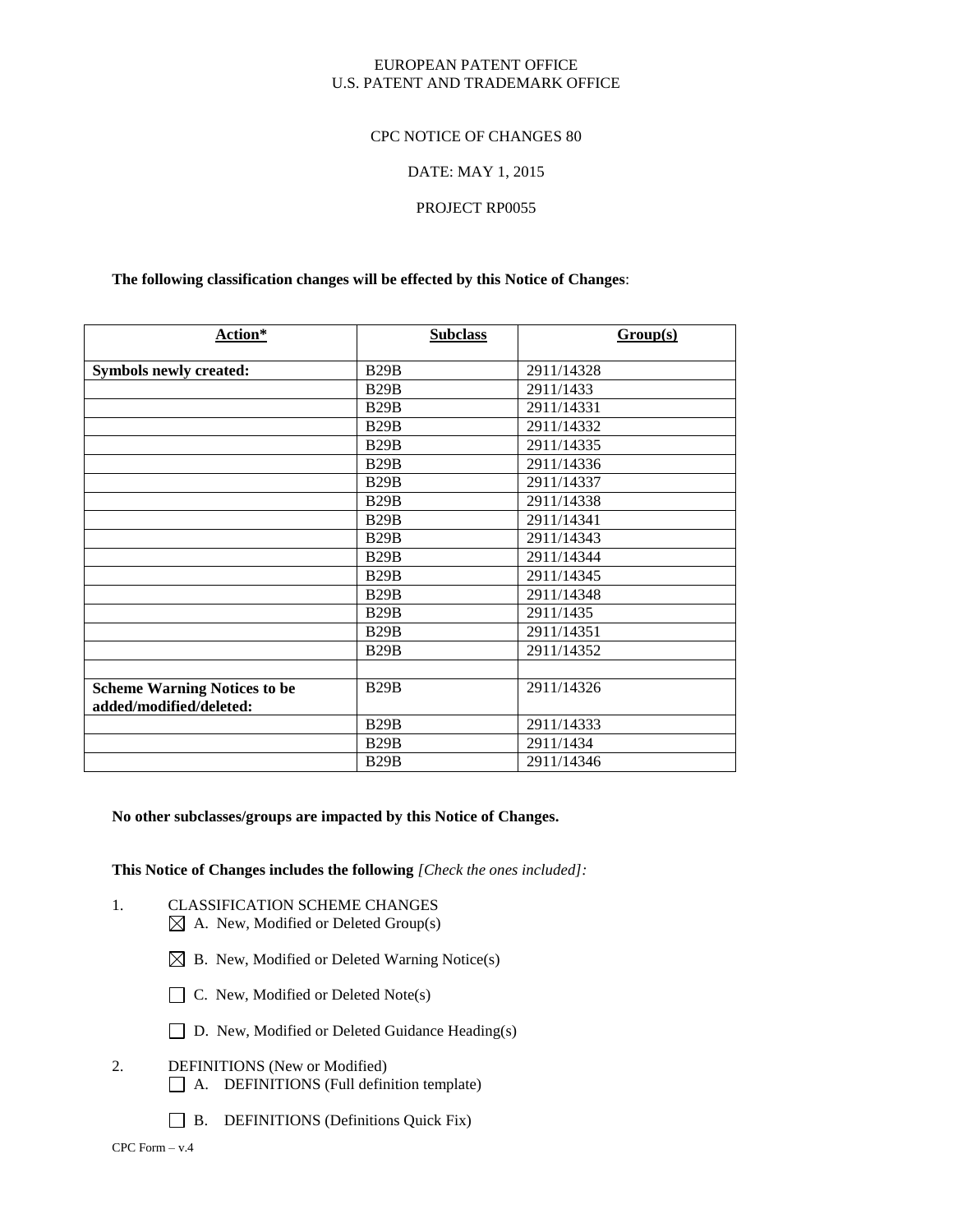EUROPEAN PATENT OFFICE
U.S. PATENT AND TRADEMARK OFFICE

CPC NOTICE OF CHANGES 80

DATE: MAY 1, 2015

PROJECT RP0055

**The following classification changes will be effected by this Notice of Changes**:

| Action* | Subclass | Group(s) |
|---|---|---|
| **Symbols newly created:** | B29B | 2911/14328 |
| | B29B | 2911/1433 |
| | B29B | 2911/14331 |
| | B29B | 2911/14332 |
| | B29B | 2911/14335 |
| | B29B | 2911/14336 |
| | B29B | 2911/14337 |
| | B29B | 2911/14338 |
| | B29B | 2911/14341 |
| | B29B | 2911/14343 |
| | B29B | 2911/14344 |
| | B29B | 2911/14345 |
| | B29B | 2911/14348 |
| | B29B | 2911/1435 |
| | B29B | 2911/14351 |
| | B29B | 2911/14352 |
| | | |
| **Scheme Warning Notices to be added/modified/deleted:** | B29B | 2911/14326 |
| | B29B | 2911/14333 |
| | B29B | 2911/1434 |
| | B29B | 2911/14346 |

**No other subclasses/groups are impacted by this Notice of Changes.**

**This Notice of Changes includes the following** *[Check the ones included]:*

1. CLASSIFICATION SCHEME CHANGES
   - ☒ A. New, Modified or Deleted Group(s)
   - ☒ B. New, Modified or Deleted Warning Notice(s)
   - ☐ C. New, Modified or Deleted Note(s)
   - ☐ D. New, Modified or Deleted Guidance Heading(s)
2. DEFINITIONS (New or Modified)
   - ☐ A. DEFINITIONS (Full definition template)
   - ☐ B. DEFINITIONS (Definitions Quick Fix)

CPC Form – v.4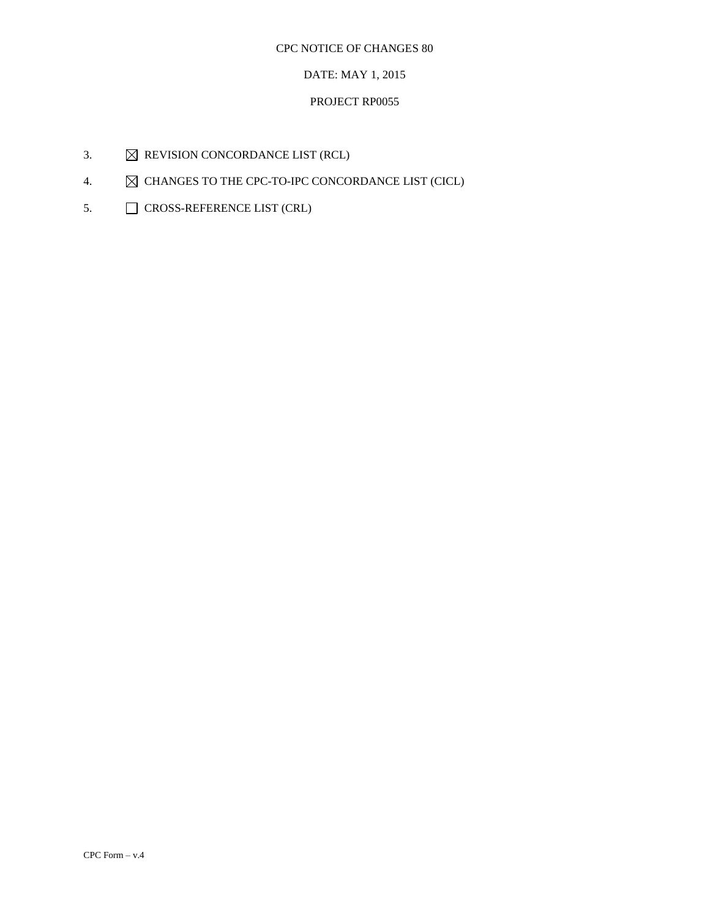CPC NOTICE OF CHANGES 80

DATE: MAY 1, 2015

PROJECT RP0055

3. ☒ REVISION CONCORDANCE LIST (RCL)

4. ☒ CHANGES TO THE CPC-TO-IPC CONCORDANCE LIST (CICL)

5. ☐ CROSS-REFERENCE LIST (CRL)

CPC Form – v.4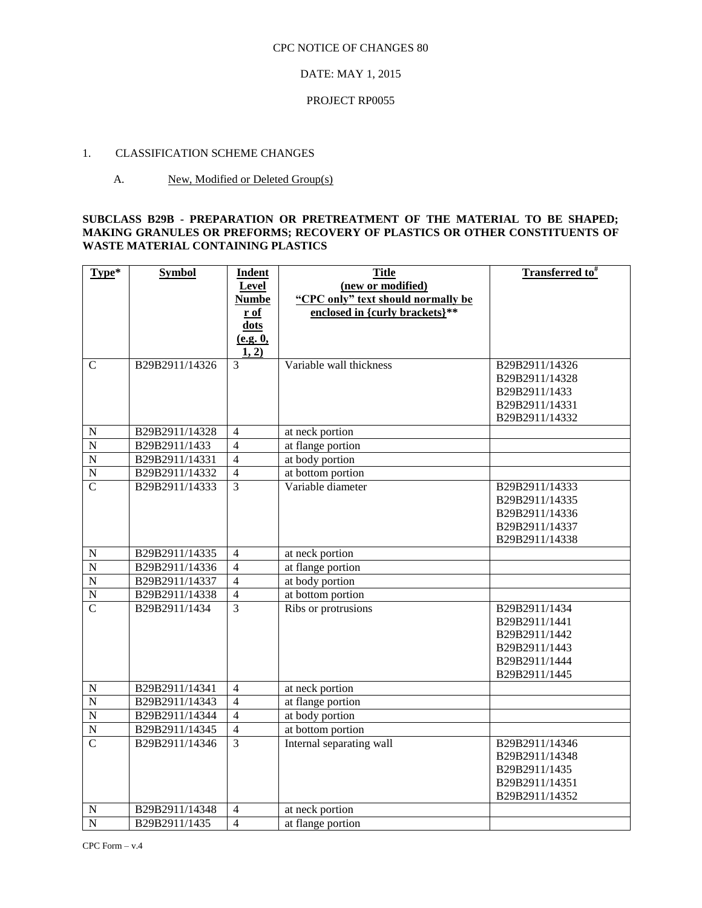CPC NOTICE OF CHANGES 80

DATE: MAY 1, 2015

PROJECT RP0055

1. CLASSIFICATION SCHEME CHANGES

A. New, Modified or Deleted Group(s)

**SUBCLASS B29B - PREPARATION OR PRETREATMENT OF THE MATERIAL TO BE SHAPED; MAKING GRANULES OR PREFORMS; RECOVERY OF PLASTICS OR OTHER CONSTITUENTS OF WASTE MATERIAL CONTAINING PLASTICS**

| Type* | Symbol | Indent Level Number of dots (e.g. 0, 1, 2) | Title (new or modified) "CPC only" text should normally be enclosed in {curly brackets}** | Transferred to# |
|---|---|---|---|---|
| C | B29B2911/14326 | 3 | Variable wall thickness | B29B2911/14326 B29B2911/14328 B29B2911/1433 B29B2911/14331 B29B2911/14332 |
| N | B29B2911/14328 | 4 | at neck portion | |
| N | B29B2911/1433 | 4 | at flange portion | |
| N | B29B2911/14331 | 4 | at body portion | |
| N | B29B2911/14332 | 4 | at bottom portion | |
| C | B29B2911/14333 | 3 | Variable diameter | B29B2911/14333 B29B2911/14335 B29B2911/14336 B29B2911/14337 B29B2911/14338 |
| N | B29B2911/14335 | 4 | at neck portion | |
| N | B29B2911/14336 | 4 | at flange portion | |
| N | B29B2911/14337 | 4 | at body portion | |
| N | B29B2911/14338 | 4 | at bottom portion | |
| C | B29B2911/1434 | 3 | Ribs or protrusions | B29B2911/1434 B29B2911/1441 B29B2911/1442 B29B2911/1443 B29B2911/1444 B29B2911/1445 |
| N | B29B2911/14341 | 4 | at neck portion | |
| N | B29B2911/14343 | 4 | at flange portion | |
| N | B29B2911/14344 | 4 | at body portion | |
| N | B29B2911/14345 | 4 | at bottom portion | |
| C | B29B2911/14346 | 3 | Internal separating wall | B29B2911/14346 B29B2911/14348 B29B2911/1435 B29B2911/14351 B29B2911/14352 |
| N | B29B2911/14348 | 4 | at neck portion | |
| N | B29B2911/1435 | 4 | at flange portion | |

CPC Form – v.4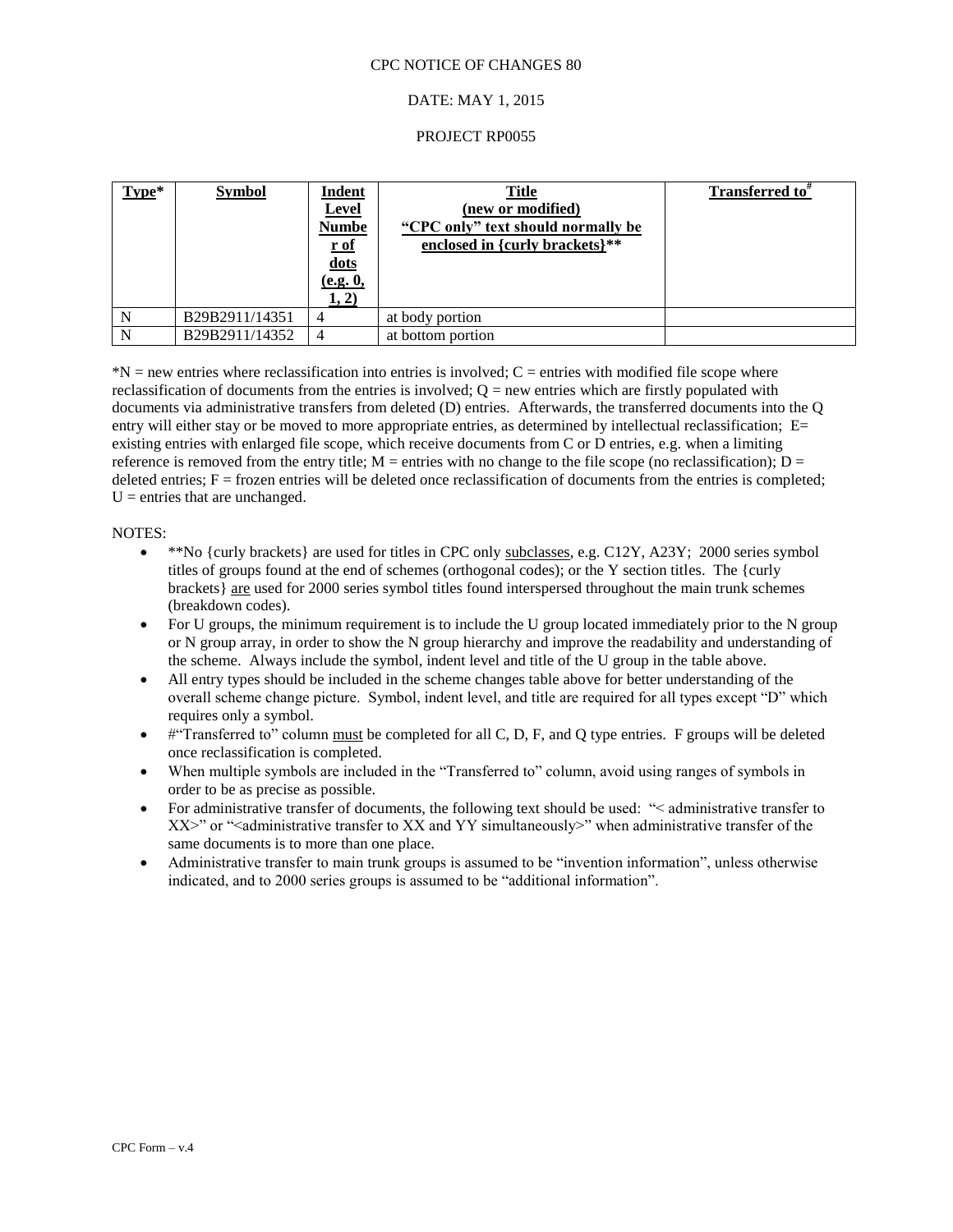CPC NOTICE OF CHANGES 80

DATE: MAY 1, 2015

PROJECT RP0055

| Type* | Symbol | Indent Level Number of dots (e.g. 0, 1, 2) | Title (new or modified) "CPC only" text should normally be enclosed in {curly brackets}** | Transferred to# |
|---|---|---|---|---|
| N | B29B2911/14351 | 4 | at body portion | |
| N | B29B2911/14352 | 4 | at bottom portion | |

*N = new entries where reclassification into entries is involved; C = entries with modified file scope where reclassification of documents from the entries is involved; Q = new entries which are firstly populated with documents via administrative transfers from deleted (D) entries. Afterwards, the transferred documents into the Q entry will either stay or be moved to more appropriate entries, as determined by intellectual reclassification; E= existing entries with enlarged file scope, which receive documents from C or D entries, e.g. when a limiting reference is removed from the entry title; M = entries with no change to the file scope (no reclassification); D = deleted entries; F = frozen entries will be deleted once reclassification of documents from the entries is completed; U = entries that are unchanged.

NOTES:

- **No {curly brackets} are used for titles in CPC only subclasses, e.g. C12Y, A23Y; 2000 series symbol titles of groups found at the end of schemes (orthogonal codes); or the Y section titles. The {curly brackets} are used for 2000 series symbol titles found interspersed throughout the main trunk schemes (breakdown codes).
- For U groups, the minimum requirement is to include the U group located immediately prior to the N group or N group array, in order to show the N group hierarchy and improve the readability and understanding of the scheme. Always include the symbol, indent level and title of the U group in the table above.
- All entry types should be included in the scheme changes table above for better understanding of the overall scheme change picture. Symbol, indent level, and title are required for all types except "D" which requires only a symbol.
- #"Transferred to" column must be completed for all C, D, F, and Q type entries. F groups will be deleted once reclassification is completed.
- When multiple symbols are included in the "Transferred to" column, avoid using ranges of symbols in order to be as precise as possible.
- For administrative transfer of documents, the following text should be used: "< administrative transfer to XX>" or "<administrative transfer to XX and YY simultaneously>" when administrative transfer of the same documents is to more than one place.
- Administrative transfer to main trunk groups is assumed to be "invention information", unless otherwise indicated, and to 2000 series groups is assumed to be "additional information".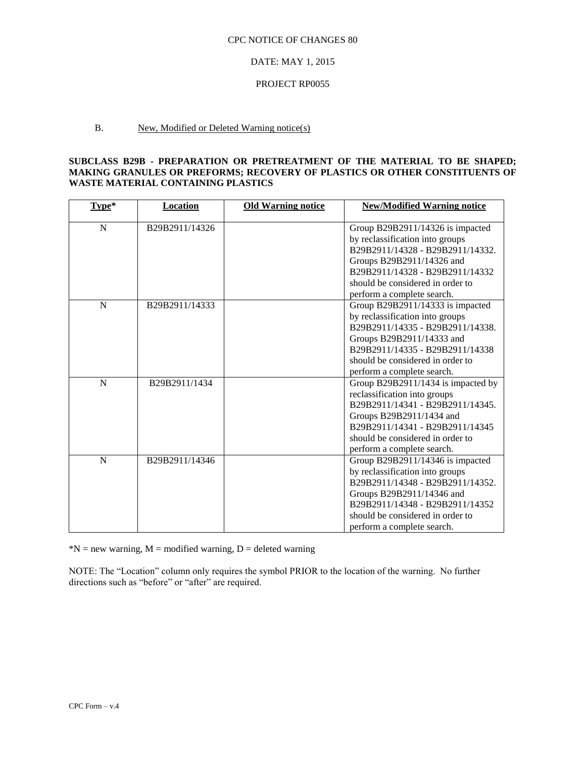CPC NOTICE OF CHANGES 80

DATE: MAY 1, 2015

PROJECT RP0055

B. New, Modified or Deleted Warning notice(s)

**SUBCLASS B29B - PREPARATION OR PRETREATMENT OF THE MATERIAL TO BE SHAPED; MAKING GRANULES OR PREFORMS; RECOVERY OF PLASTICS OR OTHER CONSTITUENTS OF WASTE MATERIAL CONTAINING PLASTICS**

| Type* | Location | Old Warning notice | New/Modified Warning notice |
|---|---|---|---|
| N | B29B2911/14326 | | Group B29B2911/14326 is impacted by reclassification into groups B29B2911/14328 - B29B2911/14332. Groups B29B2911/14326 and B29B2911/14328 - B29B2911/14332 should be considered in order to perform a complete search. |
| N | B29B2911/14333 | | Group B29B2911/14333 is impacted by reclassification into groups B29B2911/14335 - B29B2911/14338. Groups B29B2911/14333 and B29B2911/14335 - B29B2911/14338 should be considered in order to perform a complete search. |
| N | B29B2911/1434 | | Group B29B2911/1434 is impacted by reclassification into groups B29B2911/14341 - B29B2911/14345. Groups B29B2911/1434 and B29B2911/14341 - B29B2911/14345 should be considered in order to perform a complete search. |
| N | B29B2911/14346 | | Group B29B2911/14346 is impacted by reclassification into groups B29B2911/14348 - B29B2911/14352. Groups B29B2911/14346 and B29B2911/14348 - B29B2911/14352 should be considered in order to perform a complete search. |

*N = new warning, M = modified warning, D = deleted warning

NOTE: The "Location" column only requires the symbol PRIOR to the location of the warning. No further directions such as "before" or "after" are required.

CPC Form – v.4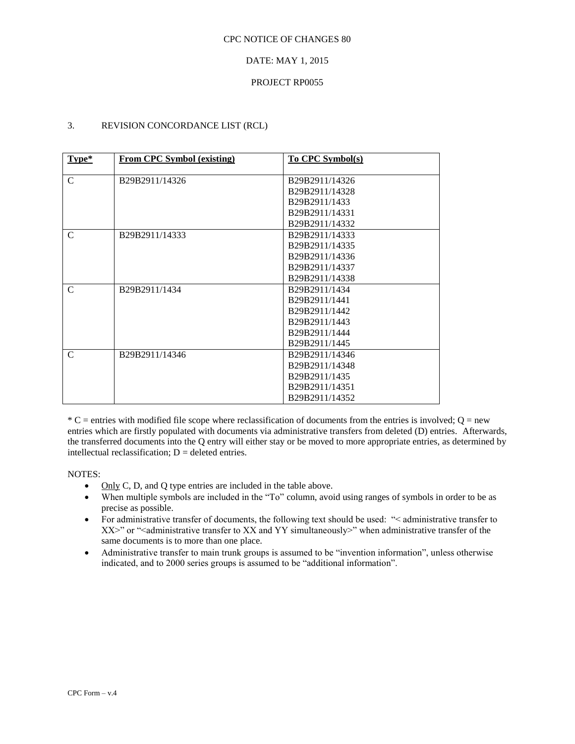CPC NOTICE OF CHANGES 80

DATE: MAY 1, 2015

PROJECT RP0055

3. REVISION CONCORDANCE LIST (RCL)

| Type* | From CPC Symbol (existing) | To CPC Symbol(s) |
|---|---|---|
| C | B29B2911/14326 | B29B2911/14326<br>B29B2911/14328<br>B29B2911/1433<br>B29B2911/14331<br>B29B2911/14332 |
| C | B29B2911/14333 | B29B2911/14333<br>B29B2911/14335<br>B29B2911/14336<br>B29B2911/14337<br>B29B2911/14338 |
| C | B29B2911/1434 | B29B2911/1434<br>B29B2911/1441<br>B29B2911/1442<br>B29B2911/1443<br>B29B2911/1444<br>B29B2911/1445 |
| C | B29B2911/14346 | B29B2911/14346<br>B29B2911/14348<br>B29B2911/1435<br>B29B2911/14351<br>B29B2911/14352 |

* C = entries with modified file scope where reclassification of documents from the entries is involved; Q = new entries which are firstly populated with documents via administrative transfers from deleted (D) entries. Afterwards, the transferred documents into the Q entry will either stay or be moved to more appropriate entries, as determined by intellectual reclassification; D = deleted entries.

NOTES:

- Only C, D, and Q type entries are included in the table above.
- When multiple symbols are included in the "To" column, avoid using ranges of symbols in order to be as precise as possible.
- For administrative transfer of documents, the following text should be used: "< administrative transfer to XX>" or "<administrative transfer to XX and YY simultaneously>" when administrative transfer of the same documents is to more than one place.
- Administrative transfer to main trunk groups is assumed to be "invention information", unless otherwise indicated, and to 2000 series groups is assumed to be "additional information".

CPC Form – v.4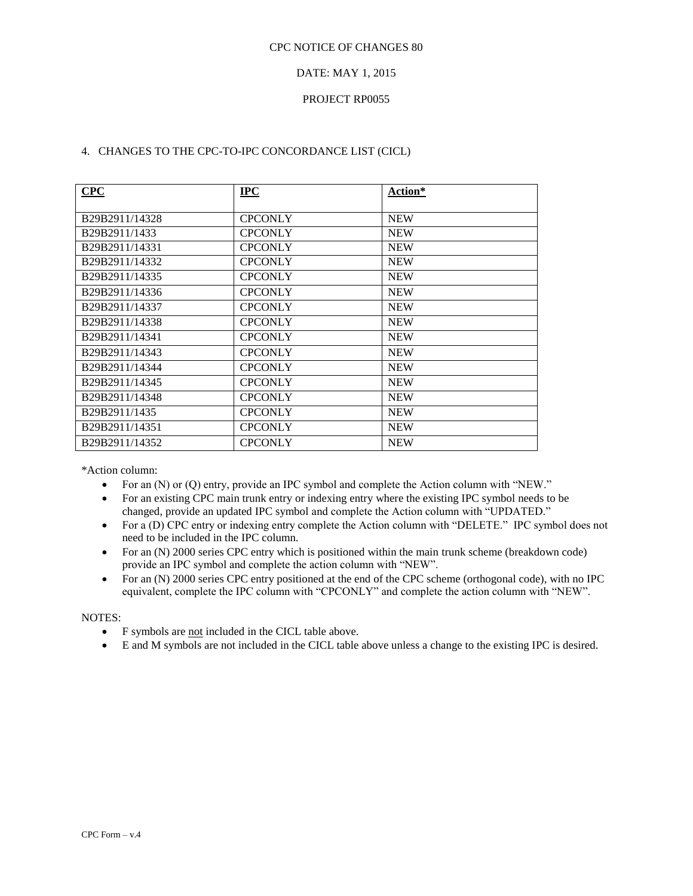CPC NOTICE OF CHANGES 80

DATE: MAY 1, 2015

PROJECT RP0055

4. CHANGES TO THE CPC-TO-IPC CONCORDANCE LIST (CICL)

| **CPC** | **IPC** | **Action*** |
|---|---|---|
| B29B2911/14328 | CPCONLY | NEW |
| B29B2911/1433 | CPCONLY | NEW |
| B29B2911/14331 | CPCONLY | NEW |
| B29B2911/14332 | CPCONLY | NEW |
| B29B2911/14335 | CPCONLY | NEW |
| B29B2911/14336 | CPCONLY | NEW |
| B29B2911/14337 | CPCONLY | NEW |
| B29B2911/14338 | CPCONLY | NEW |
| B29B2911/14341 | CPCONLY | NEW |
| B29B2911/14343 | CPCONLY | NEW |
| B29B2911/14344 | CPCONLY | NEW |
| B29B2911/14345 | CPCONLY | NEW |
| B29B2911/14348 | CPCONLY | NEW |
| B29B2911/1435 | CPCONLY | NEW |
| B29B2911/14351 | CPCONLY | NEW |
| B29B2911/14352 | CPCONLY | NEW |

*Action column:

- For an (N) or (Q) entry, provide an IPC symbol and complete the Action column with "NEW."
- For an existing CPC main trunk entry or indexing entry where the existing IPC symbol needs to be changed, provide an updated IPC symbol and complete the Action column with "UPDATED."
- For a (D) CPC entry or indexing entry complete the Action column with "DELETE." IPC symbol does not need to be included in the IPC column.
- For an (N) 2000 series CPC entry which is positioned within the main trunk scheme (breakdown code) provide an IPC symbol and complete the action column with "NEW".
- For an (N) 2000 series CPC entry positioned at the end of the CPC scheme (orthogonal code), with no IPC equivalent, complete the IPC column with "CPCONLY" and complete the action column with "NEW".

NOTES:

- F symbols are not included in the CICL table above.
- E and M symbols are not included in the CICL table above unless a change to the existing IPC is desired.